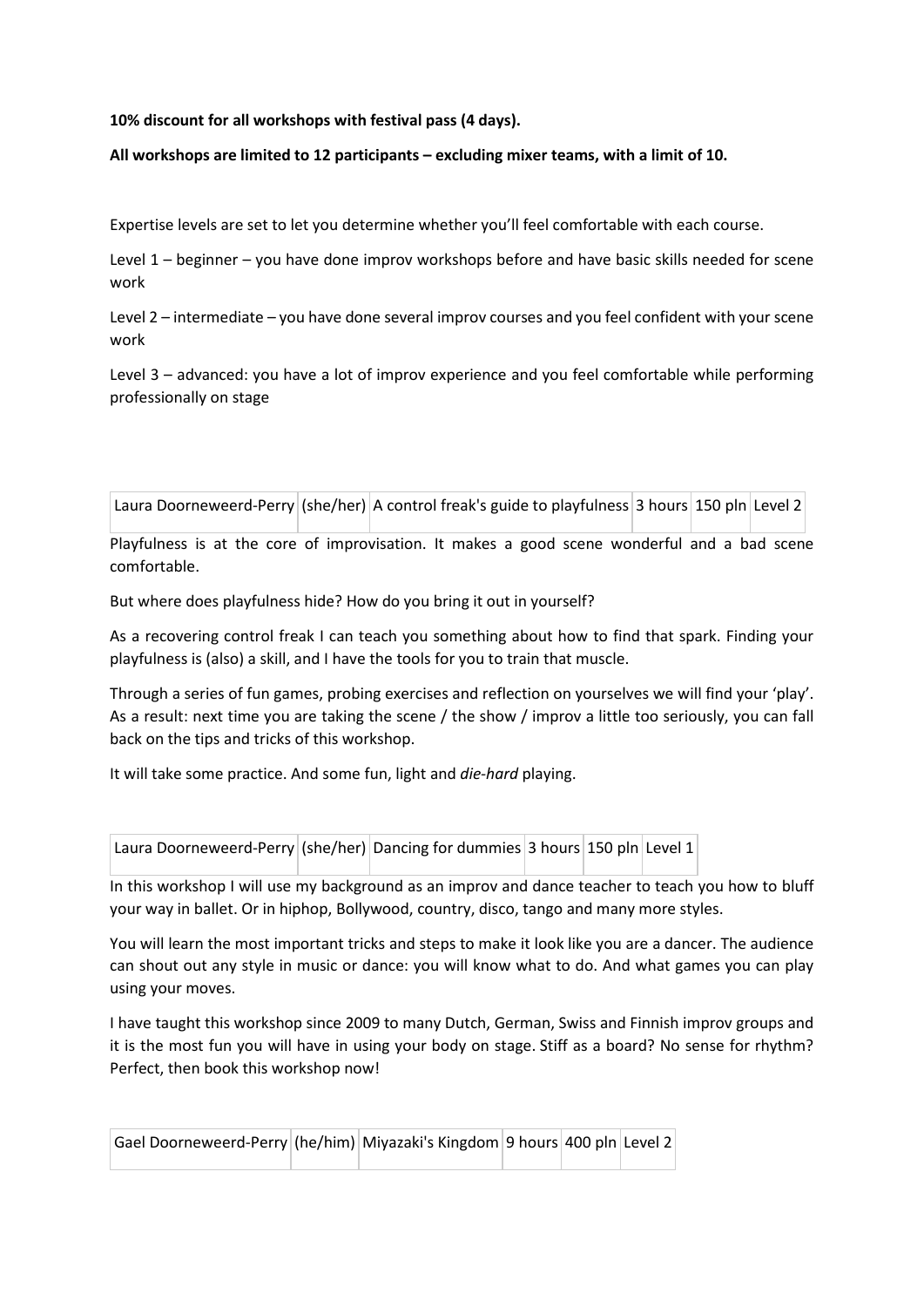**10% discount for all workshops with festival pass (4 days).**

**All workshops are limited to 12 participants – excluding mixer teams, with a limit of 10.**

Expertise levels are set to let you determine whether you'll feel comfortable with each course.

Level 1 – beginner – you have done improv workshops before and have basic skills needed for scene work

Level 2 – intermediate – you have done several improv courses and you feel confident with your scene work

Level 3 – advanced: you have a lot of improv experience and you feel comfortable while performing professionally on stage

| Laura Doorneweerd-Perry | (she/her) | A control freak's guide to playfulness | 3 hours | 150 pln | Level 2 |
|---|---|---|---|---|---|

Playfulness is at the core of improvisation. It makes a good scene wonderful and a bad scene comfortable.

But where does playfulness hide? How do you bring it out in yourself?

As a recovering control freak I can teach you something about how to find that spark. Finding your playfulness is (also) a skill, and I have the tools for you to train that muscle.

Through a series of fun games, probing exercises and reflection on yourselves we will find your 'play'. As a result: next time you are taking the scene / the show / improv a little too seriously, you can fall back on the tips and tricks of this workshop.

It will take some practice. And some fun, light and *die-hard* playing.

| Laura Doorneweerd-Perry | (she/her) | Dancing for dummies | 3 hours | 150 pln | Level 1 |
|---|---|---|---|---|---|

In this workshop I will use my background as an improv and dance teacher to teach you how to bluff your way in ballet. Or in hiphop, Bollywood, country, disco, tango and many more styles.

You will learn the most important tricks and steps to make it look like you are a dancer. The audience can shout out any style in music or dance: you will know what to do. And what games you can play using your moves.

I have taught this workshop since 2009 to many Dutch, German, Swiss and Finnish improv groups and it is the most fun you will have in using your body on stage. Stiff as a board? No sense for rhythm? Perfect, then book this workshop now!

| Gael Doorneweerd-Perry | (he/him) | Miyazaki's Kingdom | 9 hours | 400 pln | Level 2 |
|---|---|---|---|---|---|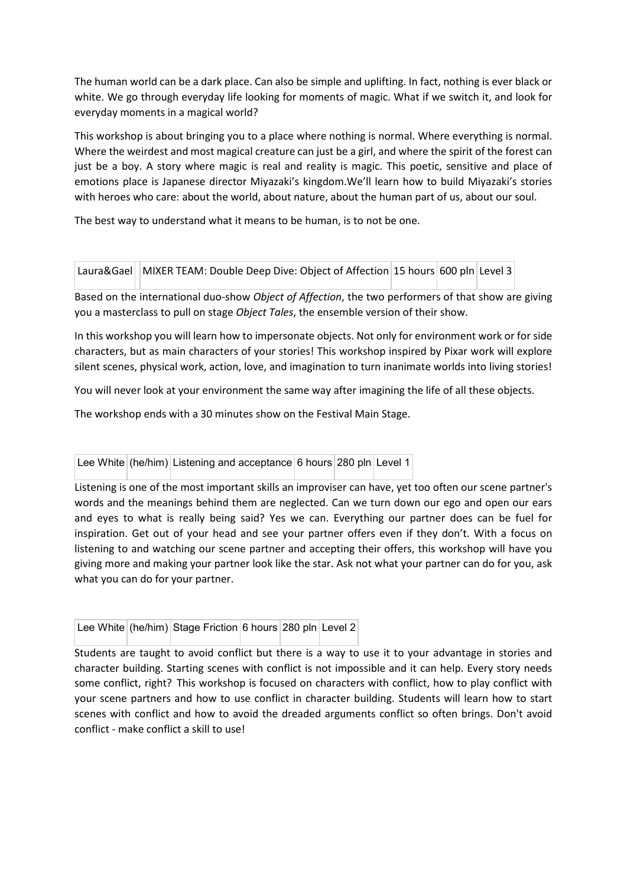The human world can be a dark place. Can also be simple and uplifting. In fact, nothing is ever black or white. We go through everyday life looking for moments of magic. What if we switch it, and look for everyday moments in a magical world?

This workshop is about bringing you to a place where nothing is normal. Where everything is normal. Where the weirdest and most magical creature can just be a girl, and where the spirit of the forest can just be a boy. A story where magic is real and reality is magic. This poetic, sensitive and place of emotions place is Japanese director Miyazaki's kingdom.We'll learn how to build Miyazaki's stories with heroes who care: about the world, about nature, about the human part of us, about our soul.

The best way to understand what it means to be human, is to not be one.

| Laura&Gael | MIXER TEAM: Double Deep Dive: Object of Affection | 15 hours | 600 pln | Level 3 |
|---|---|---|---|---|

Based on the international duo-show *Object of Affection*, the two performers of that show are giving you a masterclass to pull on stage *Object Tales*, the ensemble version of their show.

In this workshop you will learn how to impersonate objects. Not only for environment work or for side characters, but as main characters of your stories! This workshop inspired by Pixar work will explore silent scenes, physical work, action, love, and imagination to turn inanimate worlds into living stories!

You will never look at your environment the same way after imagining the life of all these objects.

The workshop ends with a 30 minutes show on the Festival Main Stage.

| Lee White | (he/him) | Listening and acceptance | 6 hours | 280 pln | Level 1 |
|---|---|---|---|---|---|

Listening is one of the most important skills an improviser can have, yet too often our scene partner's words and the meanings behind them are neglected. Can we turn down our ego and open our ears and eyes to what is really being said? Yes we can. Everything our partner does can be fuel for inspiration. Get out of your head and see your partner offers even if they don't. With a focus on listening to and watching our scene partner and accepting their offers, this workshop will have you giving more and making your partner look like the star. Ask not what your partner can do for you, ask what you can do for your partner.

| Lee White | (he/him) | Stage Friction | 6 hours | 280 pln | Level 2 |
|---|---|---|---|---|---|

Students are taught to avoid conflict but there is a way to use it to your advantage in stories and character building. Starting scenes with conflict is not impossible and it can help. Every story needs some conflict, right? This workshop is focused on characters with conflict, how to play conflict with your scene partners and how to use conflict in character building. Students will learn how to start scenes with conflict and how to avoid the dreaded arguments conflict so often brings. Don't avoid conflict - make conflict a skill to use!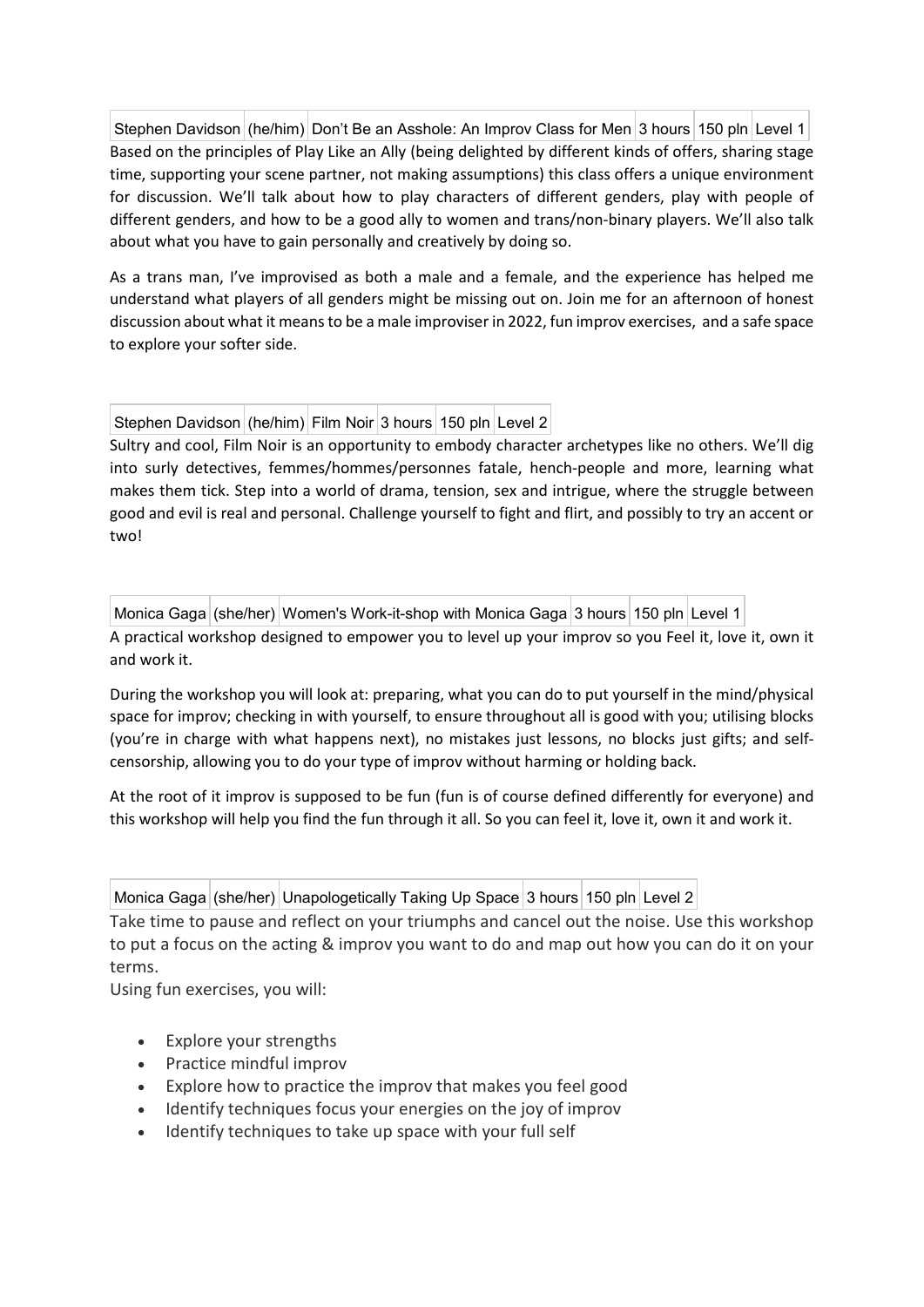| Stephen Davidson | (he/him) | Don't Be an Asshole: An Improv Class for Men | 3 hours | 150 pln | Level 1 |
|---|---|---|---|---|---|

Based on the principles of Play Like an Ally (being delighted by different kinds of offers, sharing stage time, supporting your scene partner, not making assumptions) this class offers a unique environment for discussion. We'll talk about how to play characters of different genders, play with people of different genders, and how to be a good ally to women and trans/non-binary players. We'll also talk about what you have to gain personally and creatively by doing so.

As a trans man, I've improvised as both a male and a female, and the experience has helped me understand what players of all genders might be missing out on. Join me for an afternoon of honest discussion about what it means to be a male improviser in 2022, fun improv exercises, and a safe space to explore your softer side.

| Stephen Davidson | (he/him) | Film Noir | 3 hours | 150 pln | Level 2 |
|---|---|---|---|---|---|

Sultry and cool, Film Noir is an opportunity to embody character archetypes like no others. We'll dig into surly detectives, femmes/hommes/personnes fatale, hench-people and more, learning what makes them tick. Step into a world of drama, tension, sex and intrigue, where the struggle between good and evil is real and personal. Challenge yourself to fight and flirt, and possibly to try an accent or two!

| Monica Gaga | (she/her) | Women's Work-it-shop with Monica Gaga | 3 hours | 150 pln | Level 1 |
|---|---|---|---|---|---|

A practical workshop designed to empower you to level up your improv so you Feel it, love it, own it and work it.

During the workshop you will look at: preparing, what you can do to put yourself in the mind/physical space for improv; checking in with yourself, to ensure throughout all is good with you; utilising blocks (you're in charge with what happens next), no mistakes just lessons, no blocks just gifts; and self-censorship, allowing you to do your type of improv without harming or holding back.

At the root of it improv is supposed to be fun (fun is of course defined differently for everyone) and this workshop will help you find the fun through it all. So you can feel it, love it, own it and work it.

| Monica Gaga | (she/her) | Unapologetically Taking Up Space | 3 hours | 150 pln | Level 2 |
|---|---|---|---|---|---|

Take time to pause and reflect on your triumphs and cancel out the noise. Use this workshop to put a focus on the acting & improv you want to do and map out how you can do it on your terms.

Using fun exercises, you will:

- Explore your strengths
- Practice mindful improv
- Explore how to practice the improv that makes you feel good
- Identify techniques focus your energies on the joy of improv
- Identify techniques to take up space with your full self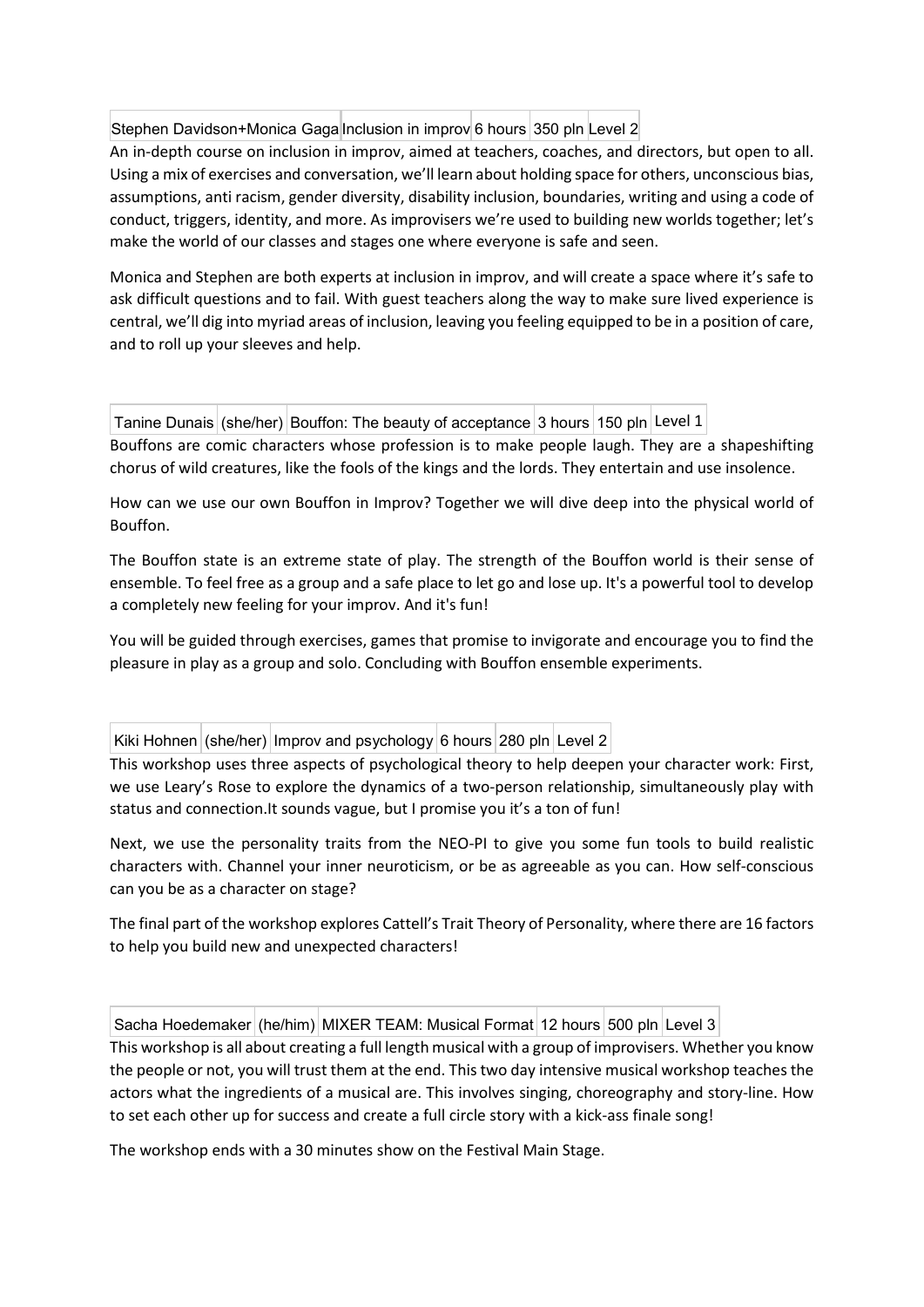| Stephen Davidson+Monica Gaga | Inclusion in improv | 6 hours | 350 pln | Level 2 |
|---|---|---|---|---|

An in-depth course on inclusion in improv, aimed at teachers, coaches, and directors, but open to all. Using a mix of exercises and conversation, we'll learn about holding space for others, unconscious bias, assumptions, anti racism, gender diversity, disability inclusion, boundaries, writing and using a code of conduct, triggers, identity, and more. As improvisers we're used to building new worlds together; let's make the world of our classes and stages one where everyone is safe and seen.

Monica and Stephen are both experts at inclusion in improv, and will create a space where it's safe to ask difficult questions and to fail. With guest teachers along the way to make sure lived experience is central, we'll dig into myriad areas of inclusion, leaving you feeling equipped to be in a position of care, and to roll up your sleeves and help.

| Tanine Dunais | (she/her) | Bouffon: The beauty of acceptance | 3 hours | 150 pln | Level 1 |
|---|---|---|---|---|---|

Bouffons are comic characters whose profession is to make people laugh. They are a shapeshifting chorus of wild creatures, like the fools of the kings and the lords. They entertain and use insolence.

How can we use our own Bouffon in Improv? Together we will dive deep into the physical world of Bouffon.

The Bouffon state is an extreme state of play. The strength of the Bouffon world is their sense of ensemble. To feel free as a group and a safe place to let go and lose up. It's a powerful tool to develop a completely new feeling for your improv. And it's fun!

You will be guided through exercises, games that promise to invigorate and encourage you to find the pleasure in play as a group and solo. Concluding with Bouffon ensemble experiments.

| Kiki Hohnen | (she/her) | Improv and psychology | 6 hours | 280 pln | Level 2 |
|---|---|---|---|---|---|

This workshop uses three aspects of psychological theory to help deepen your character work: First, we use Leary's Rose to explore the dynamics of a two-person relationship, simultaneously play with status and connection.It sounds vague, but I promise you it's a ton of fun!

Next, we use the personality traits from the NEO-PI to give you some fun tools to build realistic characters with. Channel your inner neuroticism, or be as agreeable as you can. How self-conscious can you be as a character on stage?

The final part of the workshop explores Cattell's Trait Theory of Personality, where there are 16 factors to help you build new and unexpected characters!

| Sacha Hoedemaker | (he/him) | MIXER TEAM: Musical Format | 12 hours | 500 pln | Level 3 |
|---|---|---|---|---|---|

This workshop is all about creating a full length musical with a group of improvisers. Whether you know the people or not, you will trust them at the end. This two day intensive musical workshop teaches the actors what the ingredients of a musical are. This involves singing, choreography and story-line. How to set each other up for success and create a full circle story with a kick-ass finale song!

The workshop ends with a 30 minutes show on the Festival Main Stage.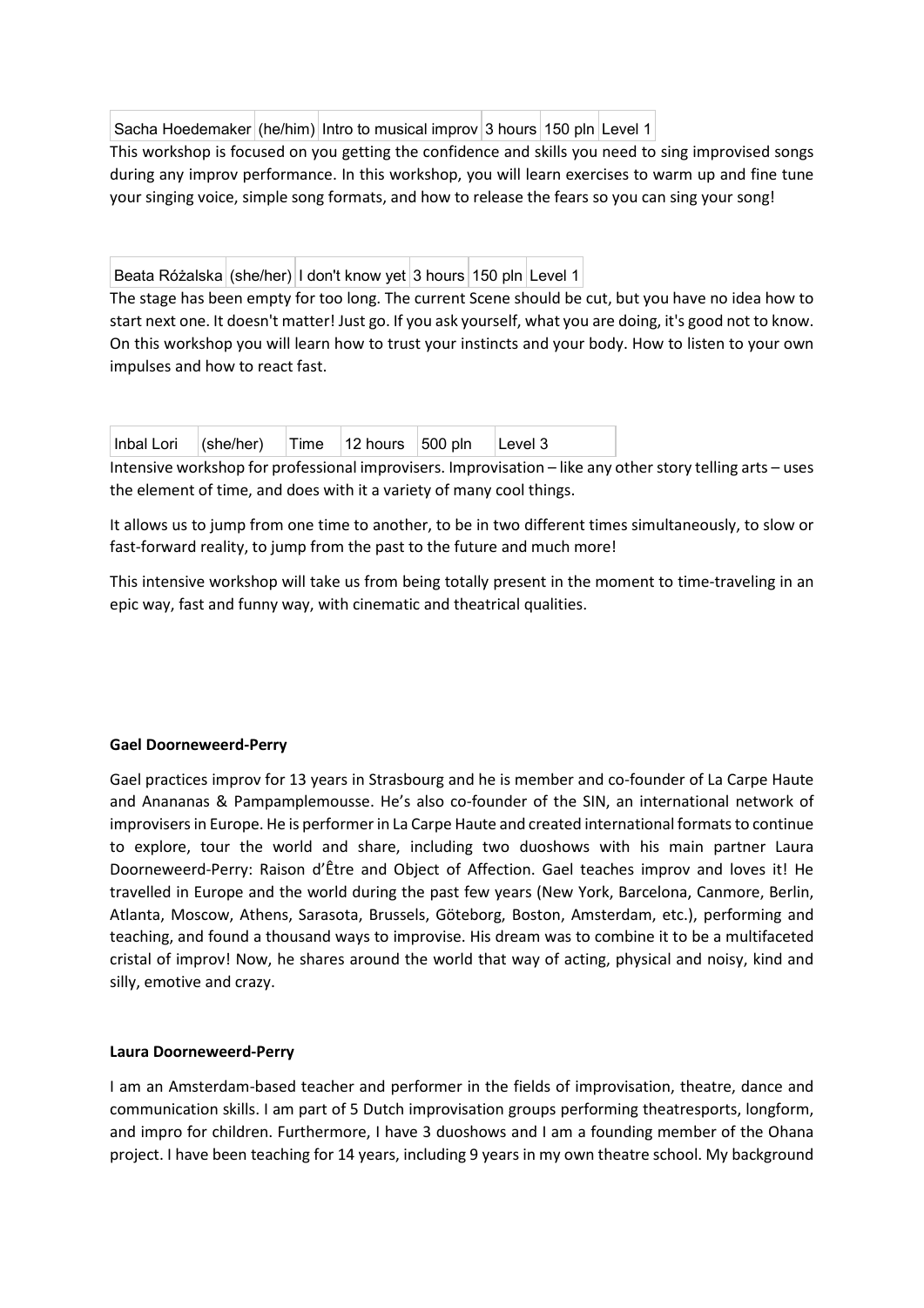| Sacha Hoedemaker | (he/him) | Intro to musical improv | 3 hours | 150 pln | Level 1 |
|---|---|---|---|---|---|

This workshop is focused on you getting the confidence and skills you need to sing improvised songs during any improv performance. In this workshop, you will learn exercises to warm up and fine tune your singing voice, simple song formats, and how to release the fears so you can sing your song!

| Beata Różalska | (she/her) | I don't know yet | 3 hours | 150 pln | Level 1 |
|---|---|---|---|---|---|

The stage has been empty for too long. The current Scene should be cut, but you have no idea how to start next one. It doesn't matter! Just go. If you ask yourself, what you are doing, it's good not to know. On this workshop you will learn how to trust your instincts and your body. How to listen to your own impulses and how to react fast.

| Inbal Lori | (she/her) | Time | 12 hours | 500 pln | Level 3 |
|---|---|---|---|---|---|

Intensive workshop for professional improvisers. Improvisation – like any other story telling arts – uses the element of time, and does with it a variety of many cool things.

It allows us to jump from one time to another, to be in two different times simultaneously, to slow or fast-forward reality, to jump from the past to the future and much more!

This intensive workshop will take us from being totally present in the moment to time-traveling in an epic way, fast and funny way, with cinematic and theatrical qualities.

**Gael Doorneweerd-Perry**

Gael practices improv for 13 years in Strasbourg and he is member and co-founder of La Carpe Haute and Anananas & Pampamplemousse. He's also co-founder of the SIN, an international network of improvisers in Europe. He is performer in La Carpe Haute and created international formats to continue to explore, tour the world and share, including two duoshows with his main partner Laura Doorneweerd-Perry: Raison d'Être and Object of Affection. Gael teaches improv and loves it! He travelled in Europe and the world during the past few years (New York, Barcelona, Canmore, Berlin, Atlanta, Moscow, Athens, Sarasota, Brussels, Göteborg, Boston, Amsterdam, etc.), performing and teaching, and found a thousand ways to improvise. His dream was to combine it to be a multifaceted cristal of improv! Now, he shares around the world that way of acting, physical and noisy, kind and silly, emotive and crazy.

**Laura Doorneweerd-Perry**

I am an Amsterdam-based teacher and performer in the fields of improvisation, theatre, dance and communication skills. I am part of 5 Dutch improvisation groups performing theatresports, longform, and impro for children. Furthermore, I have 3 duoshows and I am a founding member of the Ohana project. I have been teaching for 14 years, including 9 years in my own theatre school. My background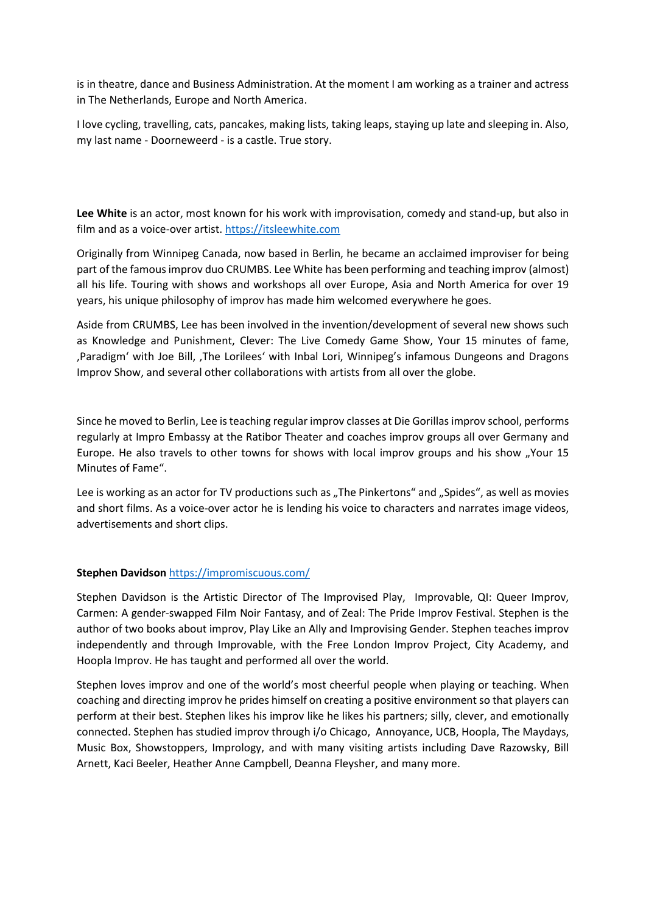is in theatre, dance and Business Administration. At the moment I am working as a trainer and actress in The Netherlands, Europe and North America.

I love cycling, travelling, cats, pancakes, making lists, taking leaps, staying up late and sleeping in. Also, my last name - Doorneweerd - is a castle. True story.

**Lee White** is an actor, most known for his work with improvisation, comedy and stand-up, but also in film and as a voice-over artist. https://itsleewhite.com

Originally from Winnipeg Canada, now based in Berlin, he became an acclaimed improviser for being part of the famous improv duo CRUMBS. Lee White has been performing and teaching improv (almost) all his life. Touring with shows and workshops all over Europe, Asia and North America for over 19 years, his unique philosophy of improv has made him welcomed everywhere he goes.

Aside from CRUMBS, Lee has been involved in the invention/development of several new shows such as Knowledge and Punishment, Clever: The Live Comedy Game Show, Your 15 minutes of fame, ‚Paradigm' with Joe Bill, ‚The Lorilees' with Inbal Lori, Winnipeg's infamous Dungeons and Dragons Improv Show, and several other collaborations with artists from all over the globe.

Since he moved to Berlin, Lee is teaching regular improv classes at Die Gorillas improv school, performs regularly at Impro Embassy at the Ratibor Theater and coaches improv groups all over Germany and Europe. He also travels to other towns for shows with local improv groups and his show „Your 15 Minutes of Fame".

Lee is working as an actor for TV productions such as „The Pinkertons" and „Spides", as well as movies and short films. As a voice-over actor he is lending his voice to characters and narrates image videos, advertisements and short clips.

**Stephen Davidson** https://impromiscuous.com/

Stephen Davidson is the Artistic Director of The Improvised Play, Improvable, QI: Queer Improv, Carmen: A gender-swapped Film Noir Fantasy, and of Zeal: The Pride Improv Festival. Stephen is the author of two books about improv, Play Like an Ally and Improvising Gender. Stephen teaches improv independently and through Improvable, with the Free London Improv Project, City Academy, and Hoopla Improv. He has taught and performed all over the world.

Stephen loves improv and one of the world's most cheerful people when playing or teaching. When coaching and directing improv he prides himself on creating a positive environment so that players can perform at their best. Stephen likes his improv like he likes his partners; silly, clever, and emotionally connected. Stephen has studied improv through i/o Chicago, Annoyance, UCB, Hoopla, The Maydays, Music Box, Showstoppers, Imprology, and with many visiting artists including Dave Razowsky, Bill Arnett, Kaci Beeler, Heather Anne Campbell, Deanna Fleysher, and many more.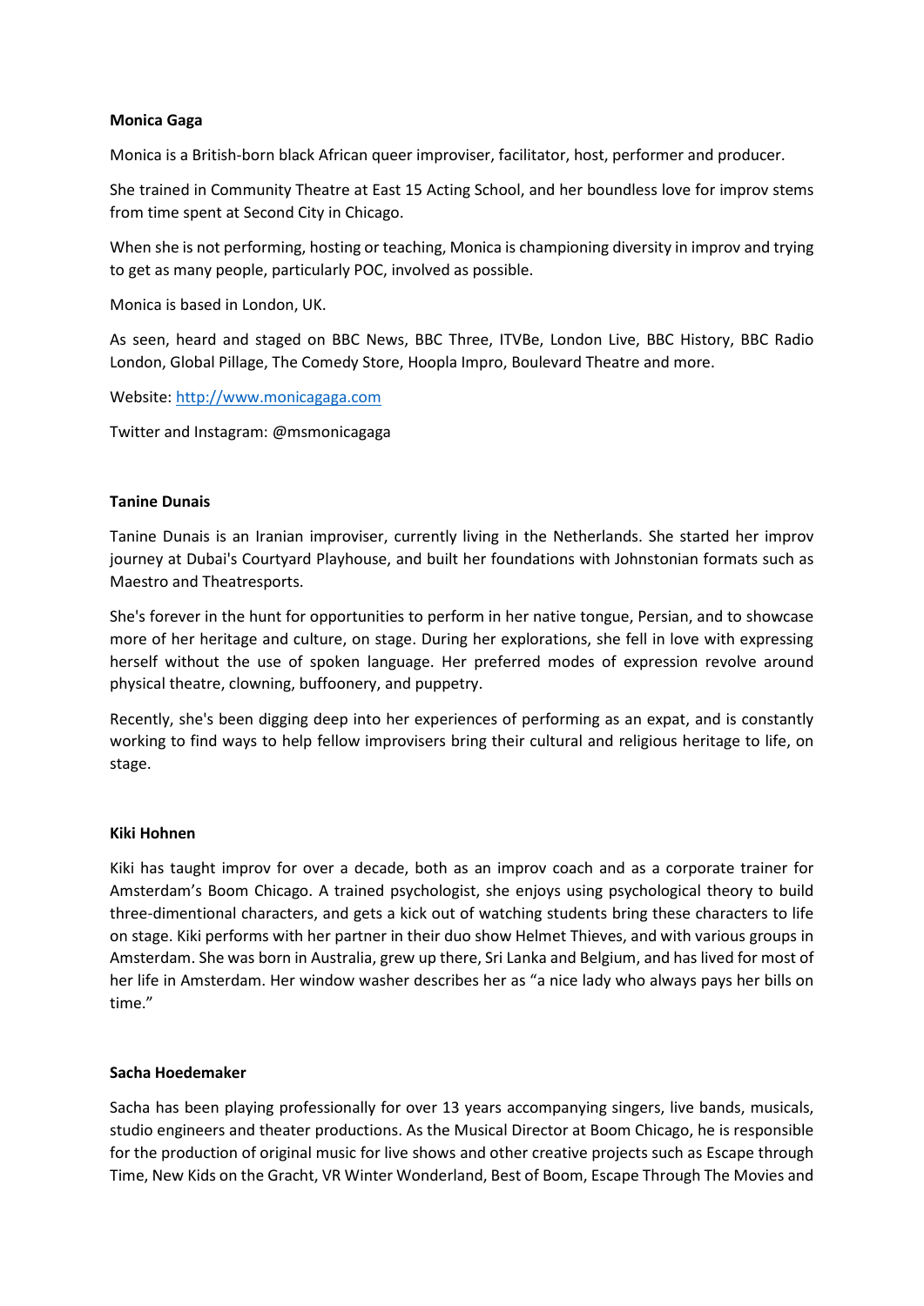**Monica Gaga**

Monica is a British-born black African queer improviser, facilitator, host, performer and producer.

She trained in Community Theatre at East 15 Acting School, and her boundless love for improv stems from time spent at Second City in Chicago.

When she is not performing, hosting or teaching, Monica is championing diversity in improv and trying to get as many people, particularly POC, involved as possible.

Monica is based in London, UK.

As seen, heard and staged on BBC News, BBC Three, ITVBe, London Live, BBC History, BBC Radio London, Global Pillage, The Comedy Store, Hoopla Impro, Boulevard Theatre and more.

Website: [http://www.monicagaga.com](http://www.monicagaga.com)

Twitter and Instagram: @msmonicagaga

**Tanine Dunais**

Tanine Dunais is an Iranian improviser, currently living in the Netherlands. She started her improv journey at Dubai's Courtyard Playhouse, and built her foundations with Johnstonian formats such as Maestro and Theatresports.

She's forever in the hunt for opportunities to perform in her native tongue, Persian, and to showcase more of her heritage and culture, on stage. During her explorations, she fell in love with expressing herself without the use of spoken language. Her preferred modes of expression revolve around physical theatre, clowning, buffoonery, and puppetry.

Recently, she's been digging deep into her experiences of performing as an expat, and is constantly working to find ways to help fellow improvisers bring their cultural and religious heritage to life, on stage.

**Kiki Hohnen**

Kiki has taught improv for over a decade, both as an improv coach and as a corporate trainer for Amsterdam's Boom Chicago. A trained psychologist, she enjoys using psychological theory to build three-dimentional characters, and gets a kick out of watching students bring these characters to life on stage. Kiki performs with her partner in their duo show Helmet Thieves, and with various groups in Amsterdam. She was born in Australia, grew up there, Sri Lanka and Belgium, and has lived for most of her life in Amsterdam. Her window washer describes her as "a nice lady who always pays her bills on time."

**Sacha Hoedemaker**

Sacha has been playing professionally for over 13 years accompanying singers, live bands, musicals, studio engineers and theater productions. As the Musical Director at Boom Chicago, he is responsible for the production of original music for live shows and other creative projects such as Escape through Time, New Kids on the Gracht, VR Winter Wonderland, Best of Boom, Escape Through The Movies and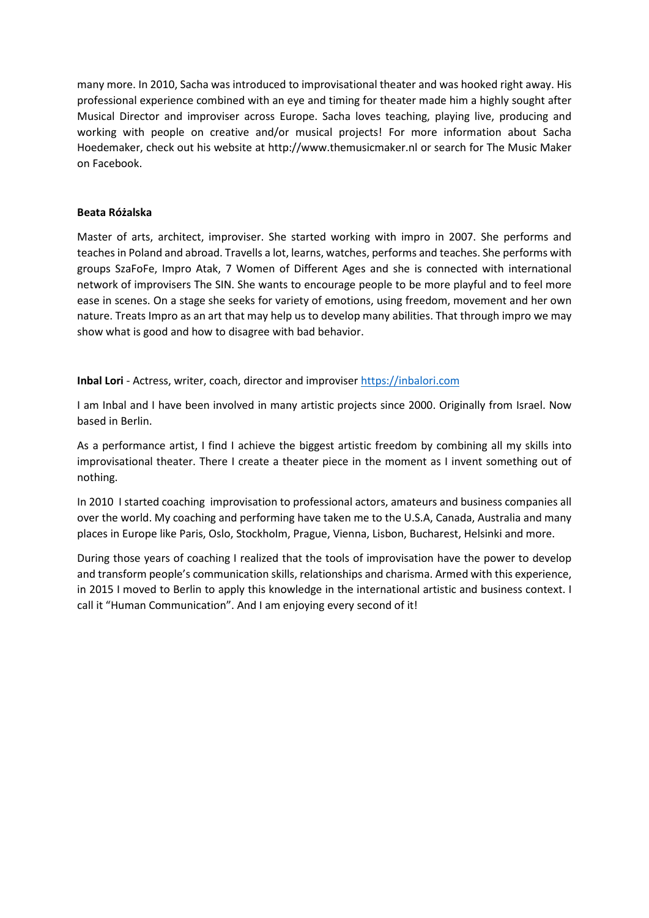many more. In 2010, Sacha was introduced to improvisational theater and was hooked right away. His professional experience combined with an eye and timing for theater made him a highly sought after Musical Director and improviser across Europe. Sacha loves teaching, playing live, producing and working with people on creative and/or musical projects! For more information about Sacha Hoedemaker, check out his website at http://www.themusicmaker.nl or search for The Music Maker on Facebook.

**Beata Różalska**

Master of arts, architect, improviser. She started working with impro in 2007. She performs and teaches in Poland and abroad. Travells a lot, learns, watches, performs and teaches. She performs with groups SzaFoFe, Impro Atak, 7 Women of Different Ages and she is connected with international network of improvisers The SIN. She wants to encourage people to be more playful and to feel more ease in scenes. On a stage she seeks for variety of emotions, using freedom, movement and her own nature. Treats Impro as an art that may help us to develop many abilities. That through impro we may show what is good and how to disagree with bad behavior.

**Inbal Lori** - Actress, writer, coach, director and improviser [https://inbalori.com](https://inbalori.com)

I am Inbal and I have been involved in many artistic projects since 2000. Originally from Israel. Now based in Berlin.

As a performance artist, I find I achieve the biggest artistic freedom by combining all my skills into improvisational theater. There I create a theater piece in the moment as I invent something out of nothing.

In 2010 I started coaching improvisation to professional actors, amateurs and business companies all over the world. My coaching and performing have taken me to the U.S.A, Canada, Australia and many places in Europe like Paris, Oslo, Stockholm, Prague, Vienna, Lisbon, Bucharest, Helsinki and more.

During those years of coaching I realized that the tools of improvisation have the power to develop and transform people's communication skills, relationships and charisma. Armed with this experience, in 2015 I moved to Berlin to apply this knowledge in the international artistic and business context. I call it "Human Communication". And I am enjoying every second of it!